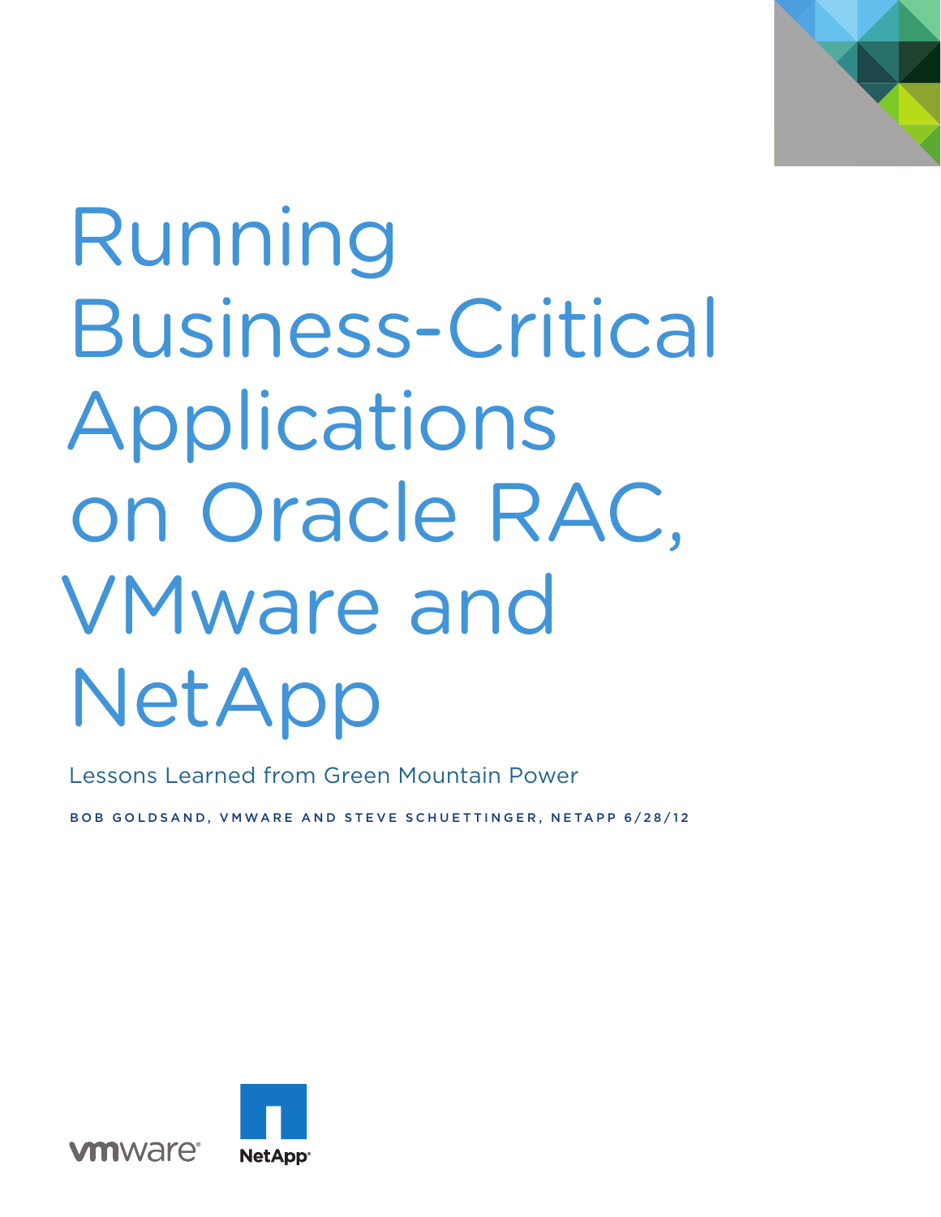# Running Business-Critical Applications on Oracle RAC, VMware and NetApp

Lessons Learned from Green Mountain Power

BOB GOLDSAND, VMWARE AND STEVE SCHUETTINGER, NETAPP 6/28/12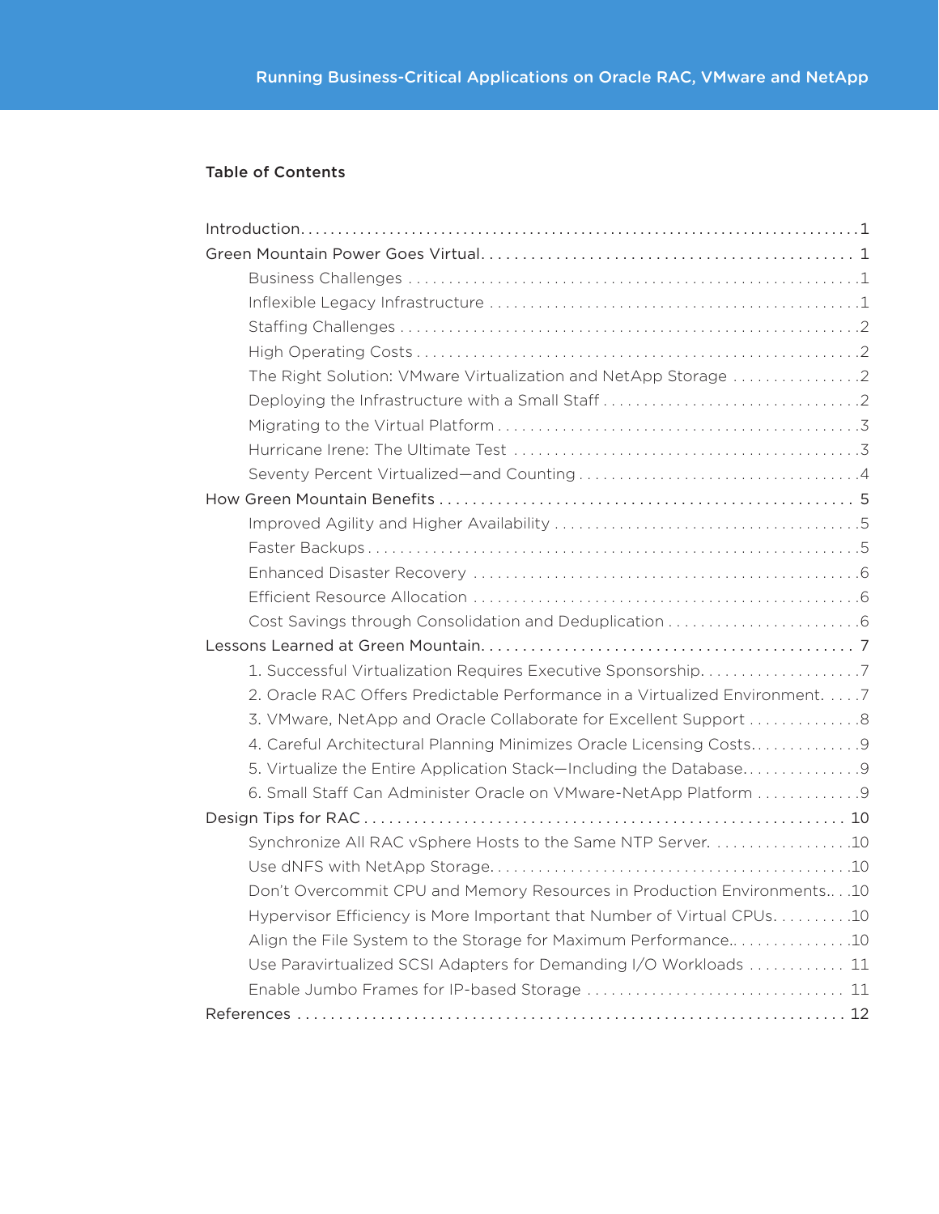## Table of Contents

- Introduction ... 1
- Green Mountain Power Goes Virtual ... 1
  - Business Challenges ... 1
  - Inflexible Legacy Infrastructure ... 1
  - Staffing Challenges ... 2
  - High Operating Costs ... 2
  - The Right Solution: VMware Virtualization and NetApp Storage ... 2
  - Deploying the Infrastructure with a Small Staff ... 2
  - Migrating to the Virtual Platform ... 3
  - Hurricane Irene: The Ultimate Test ... 3
  - Seventy Percent Virtualized—and Counting ... 4
- How Green Mountain Benefits ... 5
  - Improved Agility and Higher Availability ... 5
  - Faster Backups ... 5
  - Enhanced Disaster Recovery ... 6
  - Efficient Resource Allocation ... 6
  - Cost Savings through Consolidation and Deduplication ... 6
- Lessons Learned at Green Mountain ... 7
  - 1. Successful Virtualization Requires Executive Sponsorship ... 7
  - 2. Oracle RAC Offers Predictable Performance in a Virtualized Environment ... 7
  - 3. VMware, NetApp and Oracle Collaborate for Excellent Support ... 8
  - 4. Careful Architectural Planning Minimizes Oracle Licensing Costs ... 9
  - 5. Virtualize the Entire Application Stack—Including the Database ... 9
  - 6. Small Staff Can Administer Oracle on VMware-NetApp Platform ... 9
- Design Tips for RAC ... 10
  - Synchronize All RAC vSphere Hosts to the Same NTP Server ... 10
  - Use dNFS with NetApp Storage ... 10
  - Don't Overcommit CPU and Memory Resources in Production Environments ... 10
  - Hypervisor Efficiency is More Important that Number of Virtual CPUs ... 10
  - Align the File System to the Storage for Maximum Performance ... 10
  - Use Paravirtualized SCSI Adapters for Demanding I/O Workloads ... 11
  - Enable Jumbo Frames for IP-based Storage ... 11
- References ... 12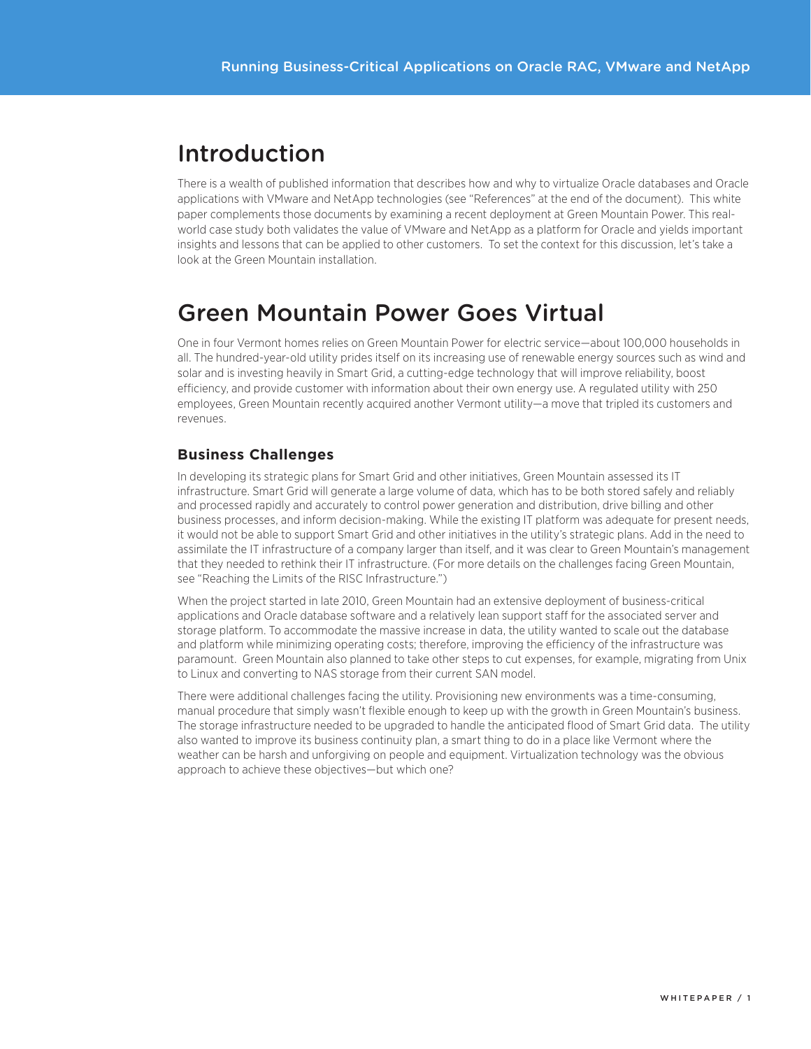# Introduction

There is a wealth of published information that describes how and why to virtualize Oracle databases and Oracle applications with VMware and NetApp technologies (see "References" at the end of the document). This white paper complements those documents by examining a recent deployment at Green Mountain Power. This real-world case study both validates the value of VMware and NetApp as a platform for Oracle and yields important insights and lessons that can be applied to other customers. To set the context for this discussion, let's take a look at the Green Mountain installation.

# Green Mountain Power Goes Virtual

One in four Vermont homes relies on Green Mountain Power for electric service—about 100,000 households in all. The hundred-year-old utility prides itself on its increasing use of renewable energy sources such as wind and solar and is investing heavily in Smart Grid, a cutting-edge technology that will improve reliability, boost efficiency, and provide customer with information about their own energy use. A regulated utility with 250 employees, Green Mountain recently acquired another Vermont utility—a move that tripled its customers and revenues.

### Business Challenges

In developing its strategic plans for Smart Grid and other initiatives, Green Mountain assessed its IT infrastructure. Smart Grid will generate a large volume of data, which has to be both stored safely and reliably and processed rapidly and accurately to control power generation and distribution, drive billing and other business processes, and inform decision-making. While the existing IT platform was adequate for present needs, it would not be able to support Smart Grid and other initiatives in the utility's strategic plans. Add in the need to assimilate the IT infrastructure of a company larger than itself, and it was clear to Green Mountain's management that they needed to rethink their IT infrastructure. (For more details on the challenges facing Green Mountain, see "Reaching the Limits of the RISC Infrastructure.")

When the project started in late 2010, Green Mountain had an extensive deployment of business-critical applications and Oracle database software and a relatively lean support staff for the associated server and storage platform. To accommodate the massive increase in data, the utility wanted to scale out the database and platform while minimizing operating costs; therefore, improving the efficiency of the infrastructure was paramount. Green Mountain also planned to take other steps to cut expenses, for example, migrating from Unix to Linux and converting to NAS storage from their current SAN model.

There were additional challenges facing the utility. Provisioning new environments was a time-consuming, manual procedure that simply wasn't flexible enough to keep up with the growth in Green Mountain's business. The storage infrastructure needed to be upgraded to handle the anticipated flood of Smart Grid data. The utility also wanted to improve its business continuity plan, a smart thing to do in a place like Vermont where the weather can be harsh and unforgiving on people and equipment. Virtualization technology was the obvious approach to achieve these objectives—but which one?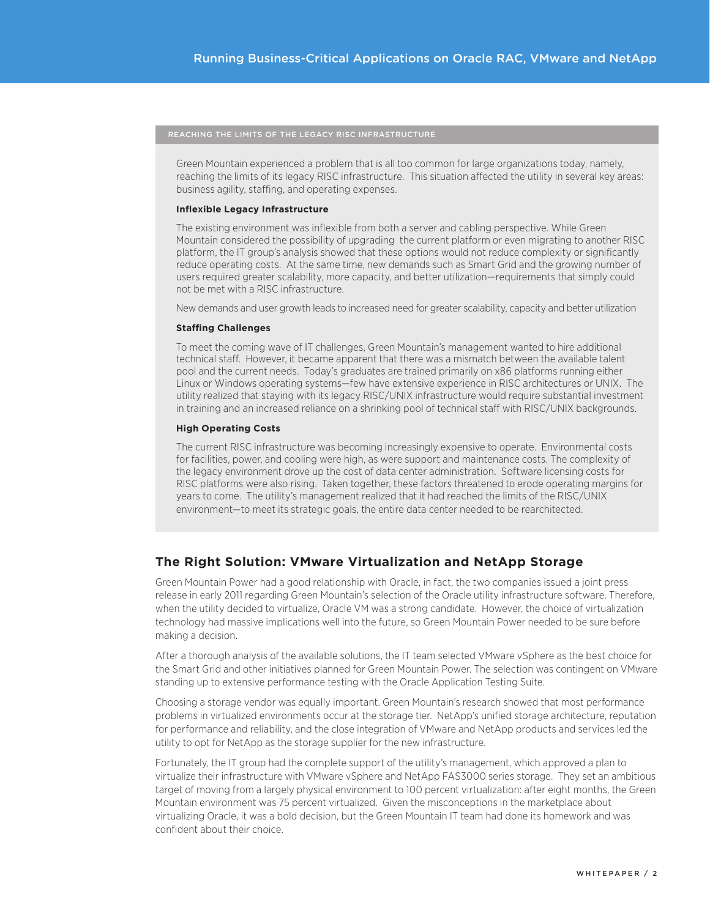## REACHING THE LIMITS OF THE LEGACY RISC INFRASTRUCTURE

Green Mountain experienced a problem that is all too common for large organizations today, namely, reaching the limits of its legacy RISC infrastructure. This situation affected the utility in several key areas: business agility, staffing, and operating expenses.

**Inflexible Legacy Infrastructure**

The existing environment was inflexible from both a server and cabling perspective. While Green Mountain considered the possibility of upgrading the current platform or even migrating to another RISC platform, the IT group's analysis showed that these options would not reduce complexity or significantly reduce operating costs. At the same time, new demands such as Smart Grid and the growing number of users required greater scalability, more capacity, and better utilization—requirements that simply could not be met with a RISC infrastructure.

New demands and user growth leads to increased need for greater scalability, capacity and better utilization

**Staffing Challenges**

To meet the coming wave of IT challenges, Green Mountain's management wanted to hire additional technical staff. However, it became apparent that there was a mismatch between the available talent pool and the current needs. Today's graduates are trained primarily on x86 platforms running either Linux or Windows operating systems—few have extensive experience in RISC architectures or UNIX. The utility realized that staying with its legacy RISC/UNIX infrastructure would require substantial investment in training and an increased reliance on a shrinking pool of technical staff with RISC/UNIX backgrounds.

**High Operating Costs**

The current RISC infrastructure was becoming increasingly expensive to operate. Environmental costs for facilities, power, and cooling were high, as were support and maintenance costs. The complexity of the legacy environment drove up the cost of data center administration. Software licensing costs for RISC platforms were also rising. Taken together, these factors threatened to erode operating margins for years to come. The utility's management realized that it had reached the limits of the RISC/UNIX environment—to meet its strategic goals, the entire data center needed to be rearchitected.

## The Right Solution: VMware Virtualization and NetApp Storage

Green Mountain Power had a good relationship with Oracle, in fact, the two companies issued a joint press release in early 2011 regarding Green Mountain's selection of the Oracle utility infrastructure software. Therefore, when the utility decided to virtualize, Oracle VM was a strong candidate. However, the choice of virtualization technology had massive implications well into the future, so Green Mountain Power needed to be sure before making a decision.

After a thorough analysis of the available solutions, the IT team selected VMware vSphere as the best choice for the Smart Grid and other initiatives planned for Green Mountain Power. The selection was contingent on VMware standing up to extensive performance testing with the Oracle Application Testing Suite.

Choosing a storage vendor was equally important. Green Mountain's research showed that most performance problems in virtualized environments occur at the storage tier. NetApp's unified storage architecture, reputation for performance and reliability, and the close integration of VMware and NetApp products and services led the utility to opt for NetApp as the storage supplier for the new infrastructure.

Fortunately, the IT group had the complete support of the utility's management, which approved a plan to virtualize their infrastructure with VMware vSphere and NetApp FAS3000 series storage. They set an ambitious target of moving from a largely physical environment to 100 percent virtualization: after eight months, the Green Mountain environment was 75 percent virtualized. Given the misconceptions in the marketplace about virtualizing Oracle, it was a bold decision, but the Green Mountain IT team had done its homework and was confident about their choice.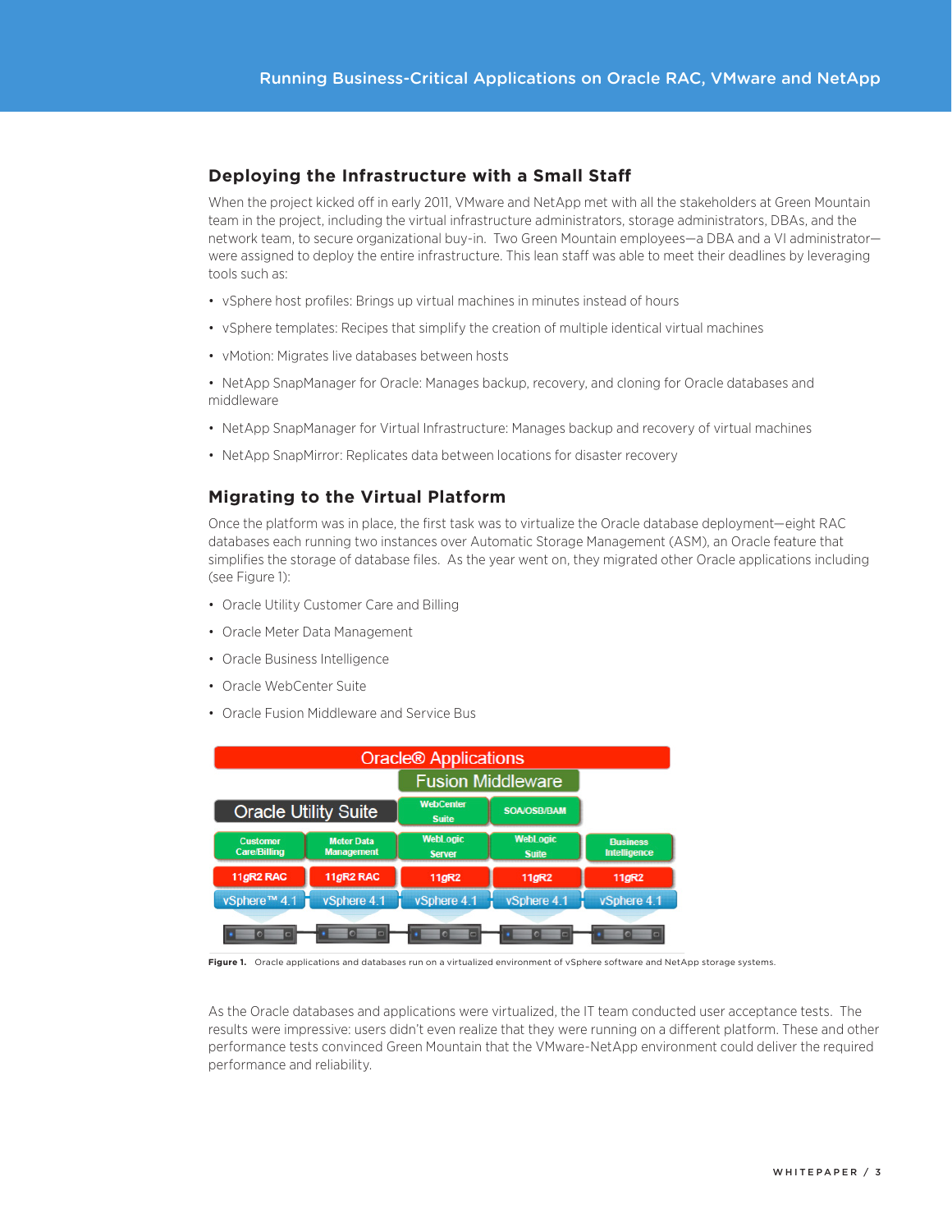## Deploying the Infrastructure with a Small Staff

When the project kicked off in early 2011, VMware and NetApp met with all the stakeholders at Green Mountain team in the project, including the virtual infrastructure administrators, storage administrators, DBAs, and the network team, to secure organizational buy-in. Two Green Mountain employees—a DBA and a VI administrator—were assigned to deploy the entire infrastructure. This lean staff was able to meet their deadlines by leveraging tools such as:

- vSphere host profiles: Brings up virtual machines in minutes instead of hours
- vSphere templates: Recipes that simplify the creation of multiple identical virtual machines
- vMotion: Migrates live databases between hosts
- NetApp SnapManager for Oracle: Manages backup, recovery, and cloning for Oracle databases and middleware
- NetApp SnapManager for Virtual Infrastructure: Manages backup and recovery of virtual machines
- NetApp SnapMirror: Replicates data between locations for disaster recovery

## Migrating to the Virtual Platform

Once the platform was in place, the first task was to virtualize the Oracle database deployment—eight RAC databases each running two instances over Automatic Storage Management (ASM), an Oracle feature that simplifies the storage of database files. As the year went on, they migrated other Oracle applications including (see Figure 1):

- Oracle Utility Customer Care and Billing
- Oracle Meter Data Management
- Oracle Business Intelligence
- Oracle WebCenter Suite
- Oracle Fusion Middleware and Service Bus

**Figure 1.** Oracle applications and databases run on a virtualized environment of vSphere software and NetApp storage systems.

As the Oracle databases and applications were virtualized, the IT team conducted user acceptance tests. The results were impressive: users didn't even realize that they were running on a different platform. These and other performance tests convinced Green Mountain that the VMware-NetApp environment could deliver the required performance and reliability.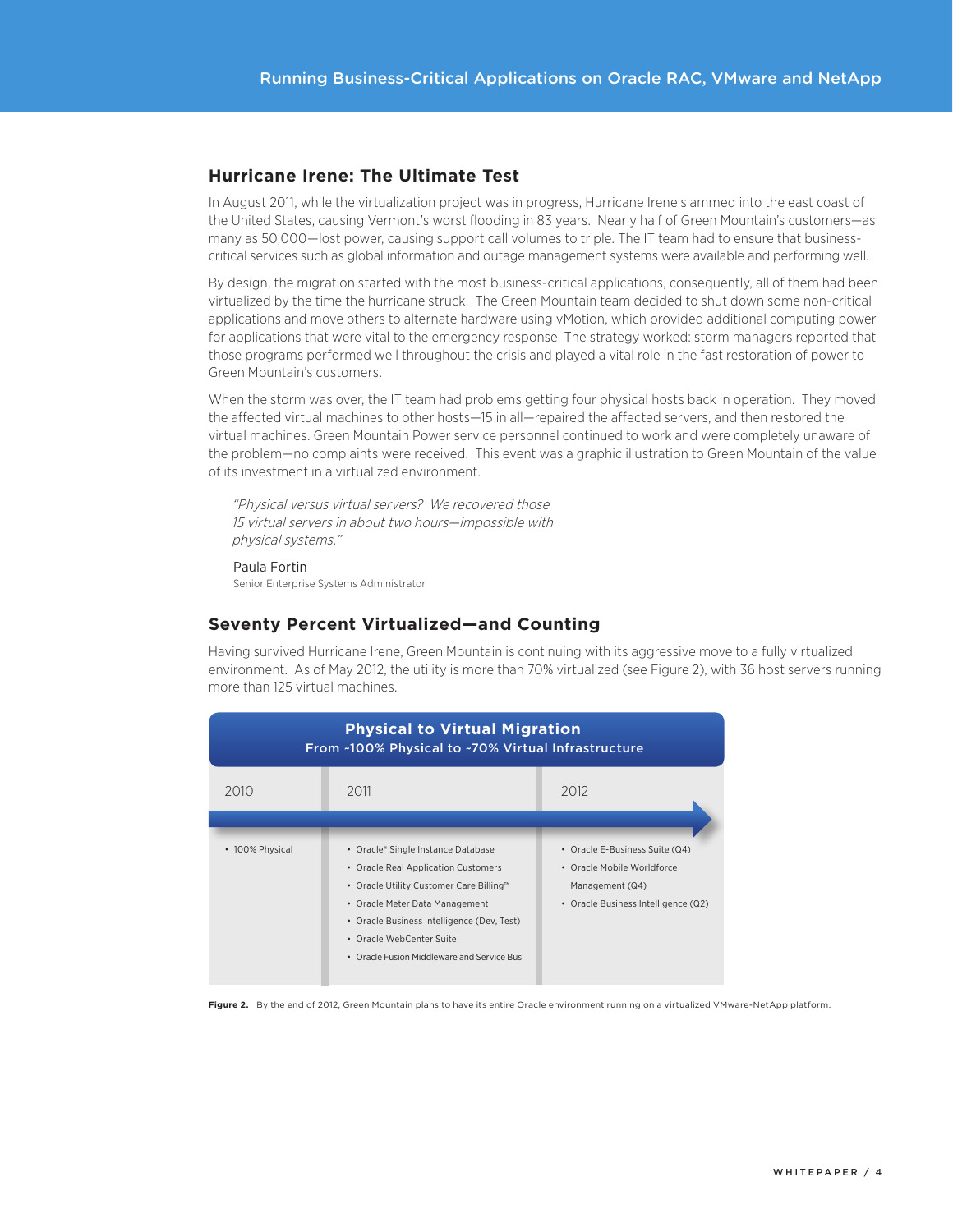## Hurricane Irene: The Ultimate Test

In August 2011, while the virtualization project was in progress, Hurricane Irene slammed into the east coast of the United States, causing Vermont's worst flooding in 83 years. Nearly half of Green Mountain's customers—as many as 50,000—lost power, causing support call volumes to triple. The IT team had to ensure that business-critical services such as global information and outage management systems were available and performing well.

By design, the migration started with the most business-critical applications, consequently, all of them had been virtualized by the time the hurricane struck. The Green Mountain team decided to shut down some non-critical applications and move others to alternate hardware using vMotion, which provided additional computing power for applications that were vital to the emergency response. The strategy worked: storm managers reported that those programs performed well throughout the crisis and played a vital role in the fast restoration of power to Green Mountain's customers.

When the storm was over, the IT team had problems getting four physical hosts back in operation. They moved the affected virtual machines to other hosts—15 in all—repaired the affected servers, and then restored the virtual machines. Green Mountain Power service personnel continued to work and were completely unaware of the problem—no complaints were received. This event was a graphic illustration to Green Mountain of the value of its investment in a virtualized environment.

> *"Physical versus virtual servers? We recovered those 15 virtual servers in about two hours—impossible with physical systems."*
>
> Paula Fortin
> Senior Enterprise Systems Administrator

## Seventy Percent Virtualized—and Counting

Having survived Hurricane Irene, Green Mountain is continuing with its aggressive move to a fully virtualized environment. As of May 2012, the utility is more than 70% virtualized (see Figure 2), with 36 host servers running more than 125 virtual machines.

**Physical to Virtual Migration**
**From ~100% Physical to ~70% Virtual Infrastructure**

| 2010 | 2011 | 2012 |
|---|---|---|
| • 100% Physical | • Oracle® Single Instance Database<br>• Oracle Real Application Customers<br>• Oracle Utility Customer Care Billing™<br>• Oracle Meter Data Management<br>• Oracle Business Intelligence (Dev, Test)<br>• Oracle WebCenter Suite<br>• Oracle Fusion Middleware and Service Bus | • Oracle E-Business Suite (Q4)<br>• Oracle Mobile Worldforce Management (Q4)<br>• Oracle Business Intelligence (Q2) |

**Figure 2.** By the end of 2012, Green Mountain plans to have its entire Oracle environment running on a virtualized VMware-NetApp platform.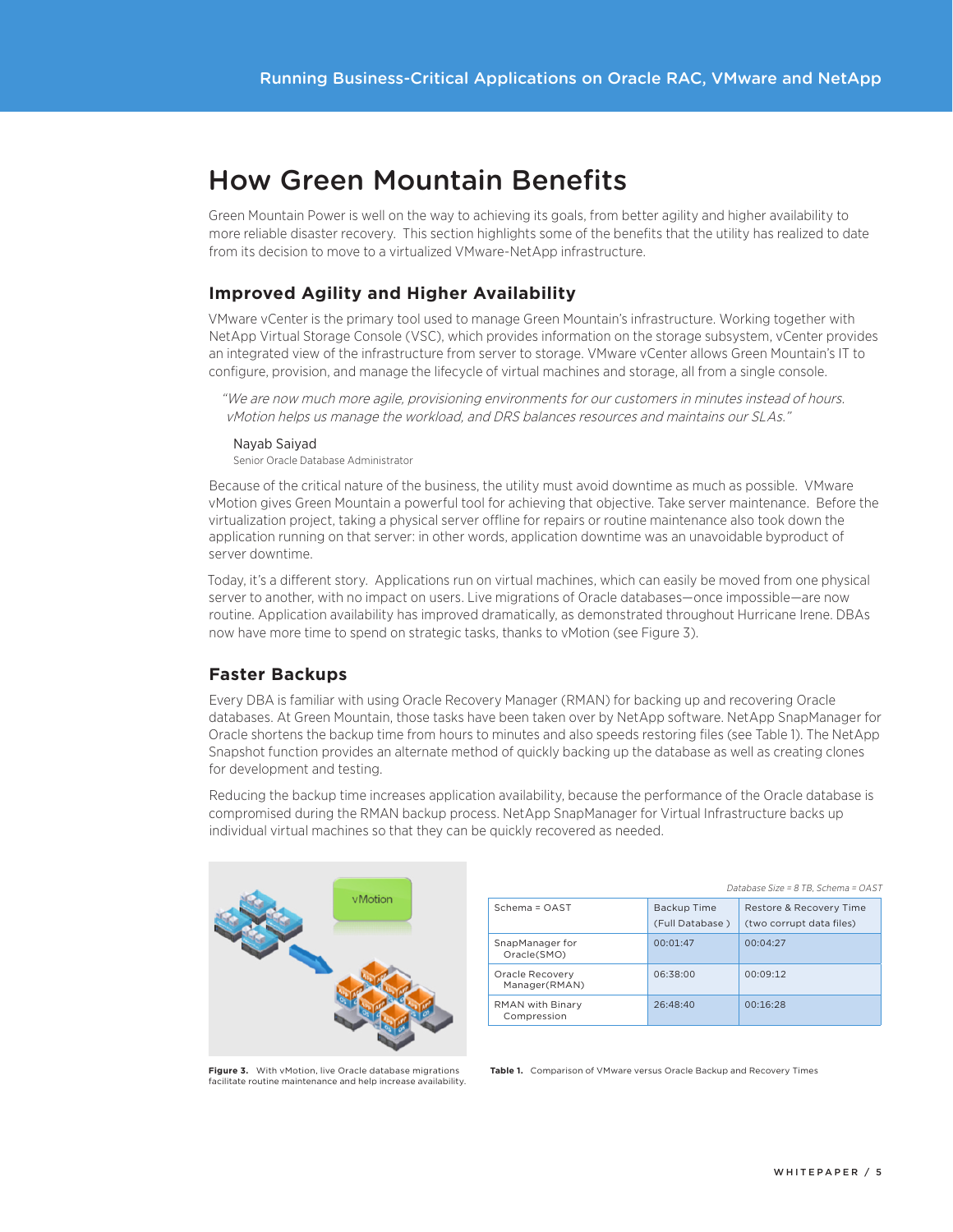# How Green Mountain Benefits

Green Mountain Power is well on the way to achieving its goals, from better agility and higher availability to more reliable disaster recovery. This section highlights some of the benefits that the utility has realized to date from its decision to move to a virtualized VMware-NetApp infrastructure.

## Improved Agility and Higher Availability

VMware vCenter is the primary tool used to manage Green Mountain's infrastructure. Working together with NetApp Virtual Storage Console (VSC), which provides information on the storage subsystem, vCenter provides an integrated view of the infrastructure from server to storage. VMware vCenter allows Green Mountain's IT to configure, provision, and manage the lifecycle of virtual machines and storage, all from a single console.

> *"We are now much more agile, provisioning environments for our customers in minutes instead of hours. vMotion helps us manage the workload, and DRS balances resources and maintains our SLAs."*
>
> Nayab Saiyad
> Senior Oracle Database Administrator

Because of the critical nature of the business, the utility must avoid downtime as much as possible. VMware vMotion gives Green Mountain a powerful tool for achieving that objective. Take server maintenance. Before the virtualization project, taking a physical server offline for repairs or routine maintenance also took down the application running on that server: in other words, application downtime was an unavoidable byproduct of server downtime.

Today, it's a different story. Applications run on virtual machines, which can easily be moved from one physical server to another, with no impact on users. Live migrations of Oracle databases—once impossible—are now routine. Application availability has improved dramatically, as demonstrated throughout Hurricane Irene. DBAs now have more time to spend on strategic tasks, thanks to vMotion (see Figure 3).

## Faster Backups

Every DBA is familiar with using Oracle Recovery Manager (RMAN) for backing up and recovering Oracle databases. At Green Mountain, those tasks have been taken over by NetApp software. NetApp SnapManager for Oracle shortens the backup time from hours to minutes and also speeds restoring files (see Table 1). The NetApp Snapshot function provides an alternate method of quickly backing up the database as well as creating clones for development and testing.

Reducing the backup time increases application availability, because the performance of the Oracle database is compromised during the RMAN backup process. NetApp SnapManager for Virtual Infrastructure backs up individual virtual machines so that they can be quickly recovered as needed.

**Figure 3.** With vMotion, live Oracle database migrations facilitate routine maintenance and help increase availability.

*Database Size = 8 TB, Schema = OAST*

| Schema = OAST | Backup Time (Full Database ) | Restore & Recovery Time (two corrupt data files) |
|---|---|---|
| SnapManager for Oracle(SMO) | 00:01:47 | 00:04:27 |
| Oracle Recovery Manager(RMAN) | 06:38:00 | 00:09:12 |
| RMAN with Binary Compression | 26:48:40 | 00:16:28 |

**Table 1.** Comparison of VMware versus Oracle Backup and Recovery Times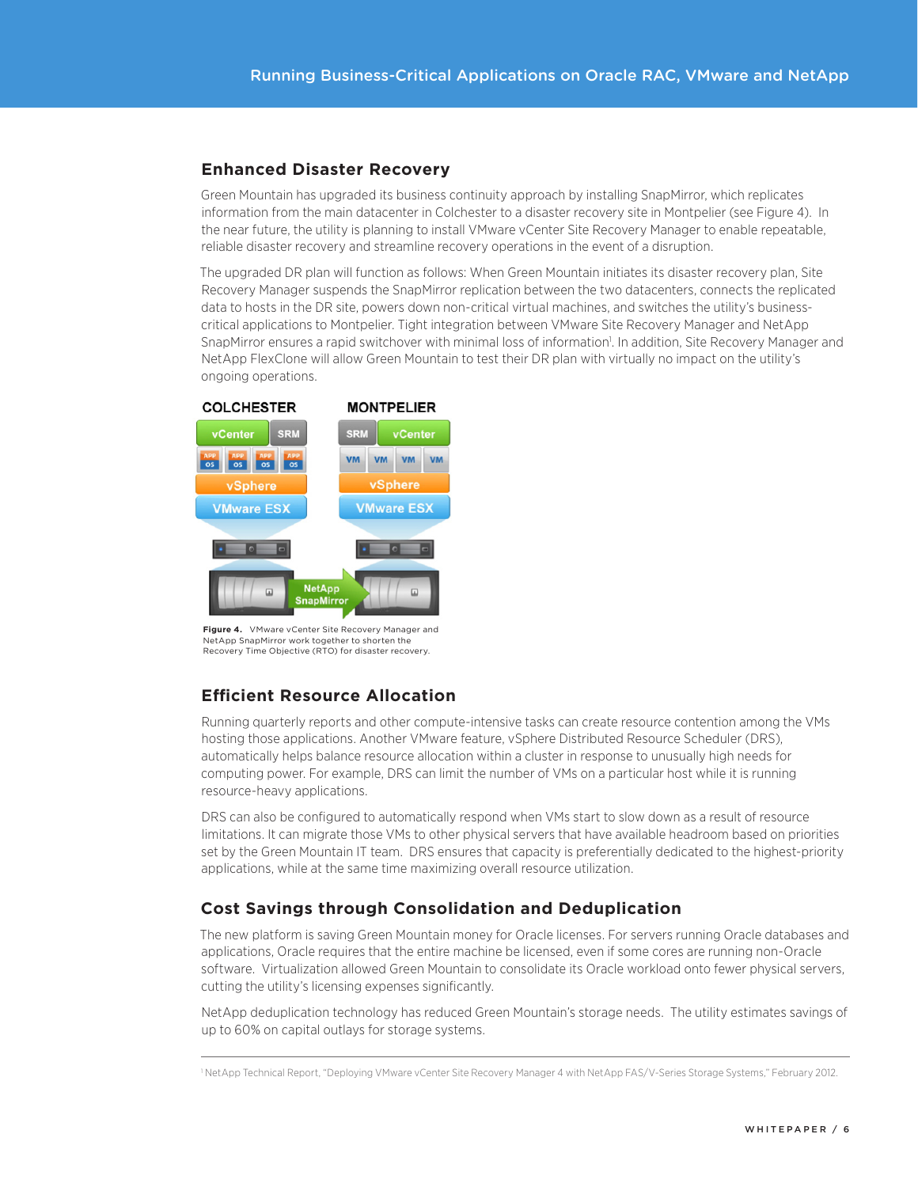## Enhanced Disaster Recovery

Green Mountain has upgraded its business continuity approach by installing SnapMirror, which replicates information from the main datacenter in Colchester to a disaster recovery site in Montpelier (see Figure 4). In the near future, the utility is planning to install VMware vCenter Site Recovery Manager to enable repeatable, reliable disaster recovery and streamline recovery operations in the event of a disruption.

The upgraded DR plan will function as follows: When Green Mountain initiates its disaster recovery plan, Site Recovery Manager suspends the SnapMirror replication between the two datacenters, connects the replicated data to hosts in the DR site, powers down non-critical virtual machines, and switches the utility's business-critical applications to Montpelier. Tight integration between VMware Site Recovery Manager and NetApp SnapMirror ensures a rapid switchover with minimal loss of information[1]. In addition, Site Recovery Manager and NetApp FlexClone will allow Green Mountain to test their DR plan with virtually no impact on the utility's ongoing operations.

**Figure 4.** VMware vCenter Site Recovery Manager and NetApp SnapMirror work together to shorten the Recovery Time Objective (RTO) for disaster recovery.

## Efficient Resource Allocation

Running quarterly reports and other compute-intensive tasks can create resource contention among the VMs hosting those applications. Another VMware feature, vSphere Distributed Resource Scheduler (DRS), automatically helps balance resource allocation within a cluster in response to unusually high needs for computing power. For example, DRS can limit the number of VMs on a particular host while it is running resource-heavy applications.

DRS can also be configured to automatically respond when VMs start to slow down as a result of resource limitations. It can migrate those VMs to other physical servers that have available headroom based on priorities set by the Green Mountain IT team. DRS ensures that capacity is preferentially dedicated to the highest-priority applications, while at the same time maximizing overall resource utilization.

## Cost Savings through Consolidation and Deduplication

The new platform is saving Green Mountain money for Oracle licenses. For servers running Oracle databases and applications, Oracle requires that the entire machine be licensed, even if some cores are running non-Oracle software. Virtualization allowed Green Mountain to consolidate its Oracle workload onto fewer physical servers, cutting the utility's licensing expenses significantly.

NetApp deduplication technology has reduced Green Mountain's storage needs. The utility estimates savings of up to 60% on capital outlays for storage systems.

---

[1] NetApp Technical Report, "Deploying VMware vCenter Site Recovery Manager 4 with NetApp FAS/V-Series Storage Systems," February 2012.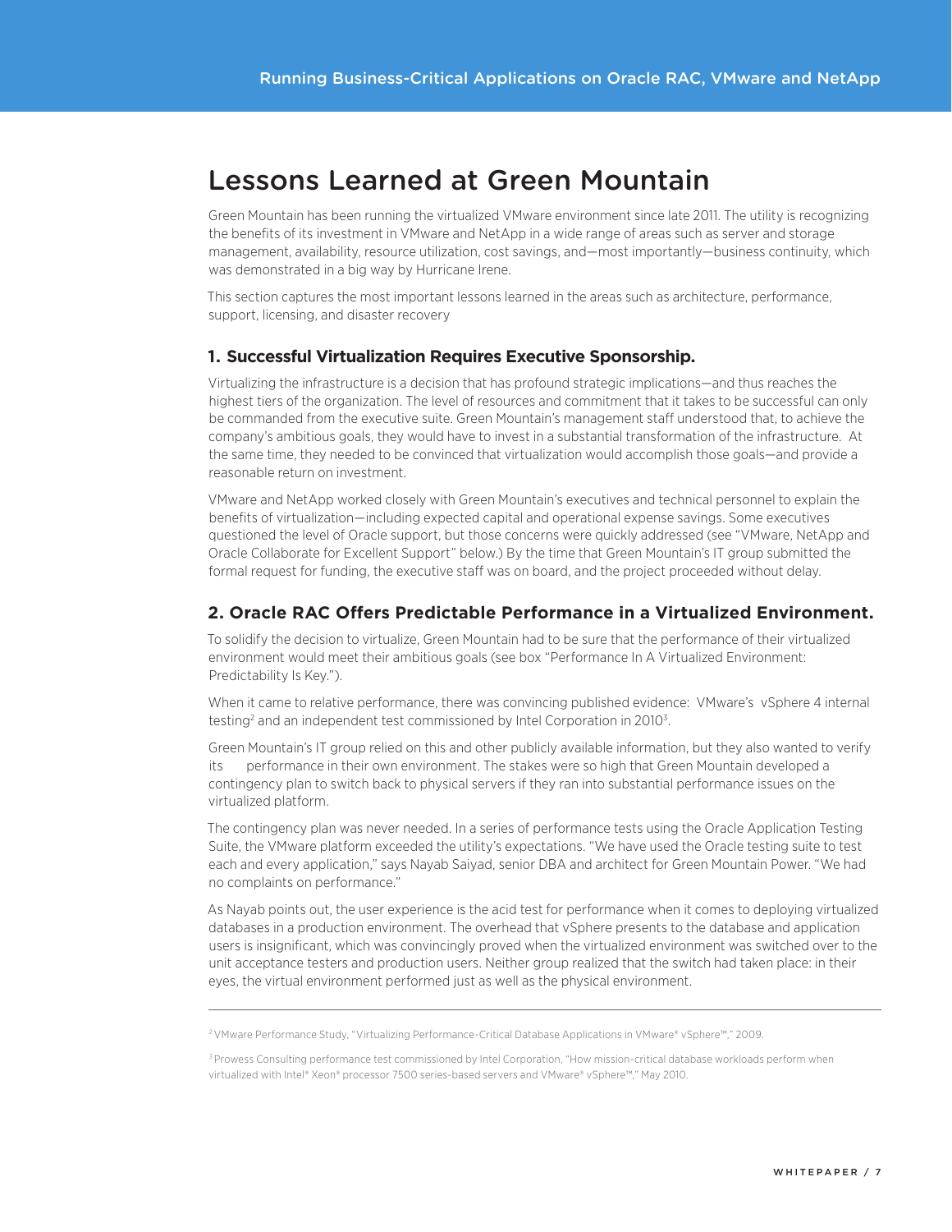# Lessons Learned at Green Mountain

Green Mountain has been running the virtualized VMware environment since late 2011. The utility is recognizing the benefits of its investment in VMware and NetApp in a wide range of areas such as server and storage management, availability, resource utilization, cost savings, and—most importantly—business continuity, which was demonstrated in a big way by Hurricane Irene.

This section captures the most important lessons learned in the areas such as architecture, performance, support, licensing, and disaster recovery

### 1. Successful Virtualization Requires Executive Sponsorship.

Virtualizing the infrastructure is a decision that has profound strategic implications—and thus reaches the highest tiers of the organization. The level of resources and commitment that it takes to be successful can only be commanded from the executive suite. Green Mountain's management staff understood that, to achieve the company's ambitious goals, they would have to invest in a substantial transformation of the infrastructure. At the same time, they needed to be convinced that virtualization would accomplish those goals—and provide a reasonable return on investment.

VMware and NetApp worked closely with Green Mountain's executives and technical personnel to explain the benefits of virtualization—including expected capital and operational expense savings. Some executives questioned the level of Oracle support, but those concerns were quickly addressed (see "VMware, NetApp and Oracle Collaborate for Excellent Support" below.) By the time that Green Mountain's IT group submitted the formal request for funding, the executive staff was on board, and the project proceeded without delay.

### 2. Oracle RAC Offers Predictable Performance in a Virtualized Environment.

To solidify the decision to virtualize, Green Mountain had to be sure that the performance of their virtualized environment would meet their ambitious goals (see box "Performance In A Virtualized Environment: Predictability Is Key.").

When it came to relative performance, there was convincing published evidence: VMware's vSphere 4 internal testing[2] and an independent test commissioned by Intel Corporation in 2010[3].

Green Mountain's IT group relied on this and other publicly available information, but they also wanted to verify its performance in their own environment. The stakes were so high that Green Mountain developed a contingency plan to switch back to physical servers if they ran into substantial performance issues on the virtualized platform.

The contingency plan was never needed. In a series of performance tests using the Oracle Application Testing Suite, the VMware platform exceeded the utility's expectations. "We have used the Oracle testing suite to test each and every application," says Nayab Saiyad, senior DBA and architect for Green Mountain Power. "We had no complaints on performance."

As Nayab points out, the user experience is the acid test for performance when it comes to deploying virtualized databases in a production environment. The overhead that vSphere presents to the database and application users is insignificant, which was convincingly proved when the virtualized environment was switched over to the unit acceptance testers and production users. Neither group realized that the switch had taken place: in their eyes, the virtual environment performed just as well as the physical environment.

---

[2] VMware Performance Study, "Virtualizing Performance-Critical Database Applications in VMware® vSphere™," 2009.

[3] Prowess Consulting performance test commissioned by Intel Corporation, "How mission-critical database workloads perform when virtualized with Intel® Xeon® processor 7500 series-based servers and VMware® vSphere™," May 2010.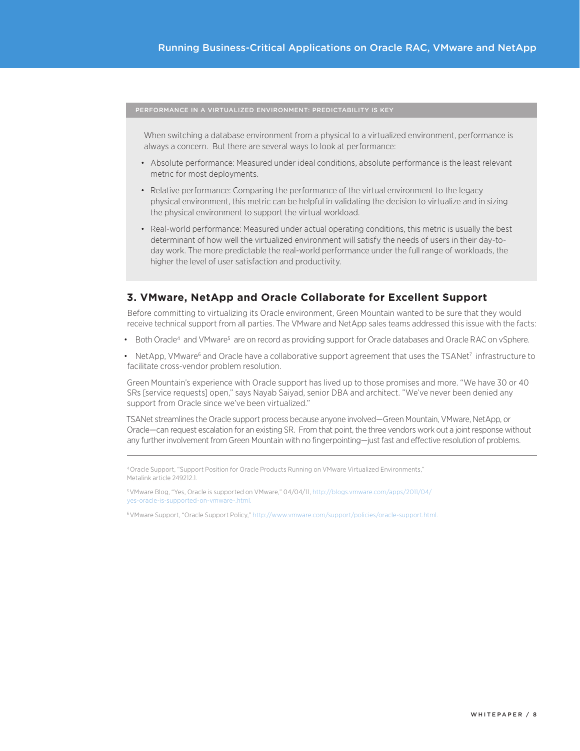PERFORMANCE IN A VIRTUALIZED ENVIRONMENT: PREDICTABILITY IS KEY

When switching a database environment from a physical to a virtualized environment, performance is always a concern. But there are several ways to look at performance:

- Absolute performance: Measured under ideal conditions, absolute performance is the least relevant metric for most deployments.
- Relative performance: Comparing the performance of the virtual environment to the legacy physical environment, this metric can be helpful in validating the decision to virtualize and in sizing the physical environment to support the virtual workload.
- Real-world performance: Measured under actual operating conditions, this metric is usually the best determinant of how well the virtualized environment will satisfy the needs of users in their day-to-day work. The more predictable the real-world performance under the full range of workloads, the higher the level of user satisfaction and productivity.

## 3. VMware, NetApp and Oracle Collaborate for Excellent Support

Before committing to virtualizing its Oracle environment, Green Mountain wanted to be sure that they would receive technical support from all parties. The VMware and NetApp sales teams addressed this issue with the facts:

- Both Oracle[4] and VMware[5] are on record as providing support for Oracle databases and Oracle RAC on vSphere.
- NetApp, VMware[6] and Oracle have a collaborative support agreement that uses the TSANet[7] infrastructure to facilitate cross-vendor problem resolution.

Green Mountain's experience with Oracle support has lived up to those promises and more. "We have 30 or 40 SRs [service requests] open," says Nayab Saiyad, senior DBA and architect. "We've never been denied any support from Oracle since we've been virtualized."

TSANet streamlines the Oracle support process because anyone involved—Green Mountain, VMware, NetApp, or Oracle—can request escalation for an existing SR. From that point, the three vendors work out a joint response without any further involvement from Green Mountain with no fingerpointing—just fast and effective resolution of problems.

---

[4] Oracle Support, "Support Position for Oracle Products Running on VMware Virtualized Environments," Metalink article 249212.1.

[5] VMware Blog, "Yes, Oracle is supported on VMware," 04/04/11, http://blogs.vmware.com/apps/2011/04/yes-oracle-is-supported-on-vmware-.html.

[6] VMware Support, "Oracle Support Policy," http://www.vmware.com/support/policies/oracle-support.html.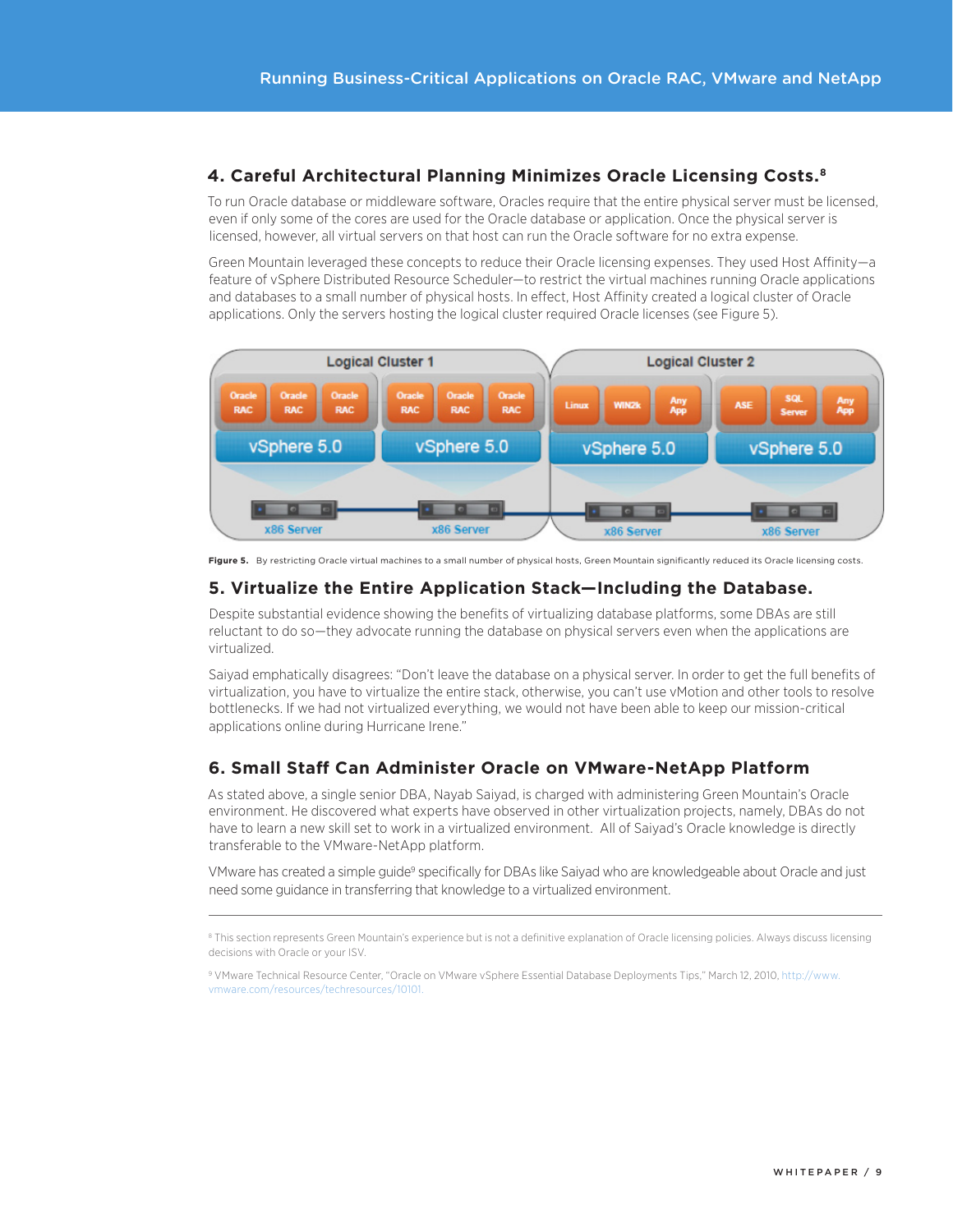## 4. Careful Architectural Planning Minimizes Oracle Licensing Costs.[8]

To run Oracle database or middleware software, Oracles require that the entire physical server must be licensed, even if only some of the cores are used for the Oracle database or application. Once the physical server is licensed, however, all virtual servers on that host can run the Oracle software for no extra expense.

Green Mountain leveraged these concepts to reduce their Oracle licensing expenses. They used Host Affinity—a feature of vSphere Distributed Resource Scheduler—to restrict the virtual machines running Oracle applications and databases to a small number of physical hosts. In effect, Host Affinity created a logical cluster of Oracle applications. Only the servers hosting the logical cluster required Oracle licenses (see Figure 5).

**Figure 5.** By restricting Oracle virtual machines to a small number of physical hosts, Green Mountain significantly reduced its Oracle licensing costs.

## 5. Virtualize the Entire Application Stack—Including the Database.

Despite substantial evidence showing the benefits of virtualizing database platforms, some DBAs are still reluctant to do so—they advocate running the database on physical servers even when the applications are virtualized.

Saiyad emphatically disagrees: "Don't leave the database on a physical server. In order to get the full benefits of virtualization, you have to virtualize the entire stack, otherwise, you can't use vMotion and other tools to resolve bottlenecks. If we had not virtualized everything, we would not have been able to keep our mission-critical applications online during Hurricane Irene."

## 6. Small Staff Can Administer Oracle on VMware-NetApp Platform

As stated above, a single senior DBA, Nayab Saiyad, is charged with administering Green Mountain's Oracle environment. He discovered what experts have observed in other virtualization projects, namely, DBAs do not have to learn a new skill set to work in a virtualized environment. All of Saiyad's Oracle knowledge is directly transferable to the VMware-NetApp platform.

VMware has created a simple guide[9] specifically for DBAs like Saiyad who are knowledgeable about Oracle and just need some guidance in transferring that knowledge to a virtualized environment.

---

[8] This section represents Green Mountain's experience but is not a definitive explanation of Oracle licensing policies. Always discuss licensing decisions with Oracle or your ISV.

[9] VMware Technical Resource Center, "Oracle on VMware vSphere Essential Database Deployments Tips," March 12, 2010, http://www.vmware.com/resources/techresources/10101.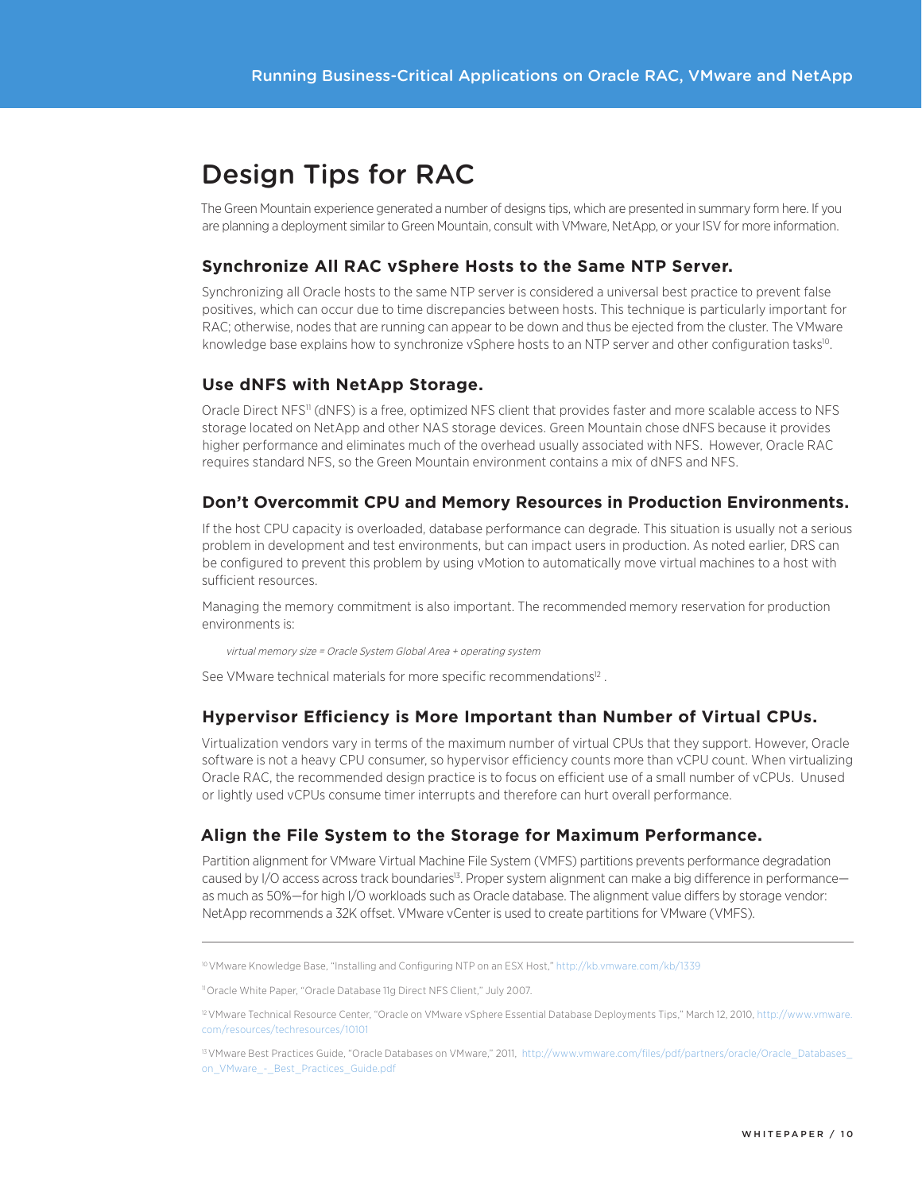# Design Tips for RAC

The Green Mountain experience generated a number of designs tips, which are presented in summary form here. If you are planning a deployment similar to Green Mountain, consult with VMware, NetApp, or your ISV for more information.

## Synchronize All RAC vSphere Hosts to the Same NTP Server.

Synchronizing all Oracle hosts to the same NTP server is considered a universal best practice to prevent false positives, which can occur due to time discrepancies between hosts. This technique is particularly important for RAC; otherwise, nodes that are running can appear to be down and thus be ejected from the cluster. The VMware knowledge base explains how to synchronize vSphere hosts to an NTP server and other configuration tasks[10].

## Use dNFS with NetApp Storage.

Oracle Direct NFS[11] (dNFS) is a free, optimized NFS client that provides faster and more scalable access to NFS storage located on NetApp and other NAS storage devices. Green Mountain chose dNFS because it provides higher performance and eliminates much of the overhead usually associated with NFS. However, Oracle RAC requires standard NFS, so the Green Mountain environment contains a mix of dNFS and NFS.

## Don't Overcommit CPU and Memory Resources in Production Environments.

If the host CPU capacity is overloaded, database performance can degrade. This situation is usually not a serious problem in development and test environments, but can impact users in production. As noted earlier, DRS can be configured to prevent this problem by using vMotion to automatically move virtual machines to a host with sufficient resources.

Managing the memory commitment is also important. The recommended memory reservation for production environments is:

*virtual memory size = Oracle System Global Area + operating system*

See VMware technical materials for more specific recommendations[12] .

## Hypervisor Efficiency is More Important than Number of Virtual CPUs.

Virtualization vendors vary in terms of the maximum number of virtual CPUs that they support. However, Oracle software is not a heavy CPU consumer, so hypervisor efficiency counts more than vCPU count. When virtualizing Oracle RAC, the recommended design practice is to focus on efficient use of a small number of vCPUs. Unused or lightly used vCPUs consume timer interrupts and therefore can hurt overall performance.

## Align the File System to the Storage for Maximum Performance.

Partition alignment for VMware Virtual Machine File System (VMFS) partitions prevents performance degradation caused by I/O access across track boundaries[13]. Proper system alignment can make a big difference in performance—as much as 50%—for high I/O workloads such as Oracle database. The alignment value differs by storage vendor: NetApp recommends a 32K offset. VMware vCenter is used to create partitions for VMware (VMFS).

---

[10] VMware Knowledge Base, "Installing and Configuring NTP on an ESX Host," http://kb.vmware.com/kb/1339

[11] Oracle White Paper, "Oracle Database 11g Direct NFS Client," July 2007.

[12] VMware Technical Resource Center, "Oracle on VMware vSphere Essential Database Deployments Tips," March 12, 2010, http://www.vmware.com/resources/techresources/10101

[13] VMware Best Practices Guide, "Oracle Databases on VMware," 2011, http://www.vmware.com/files/pdf/partners/oracle/Oracle_Databases_on_VMware_-_Best_Practices_Guide.pdf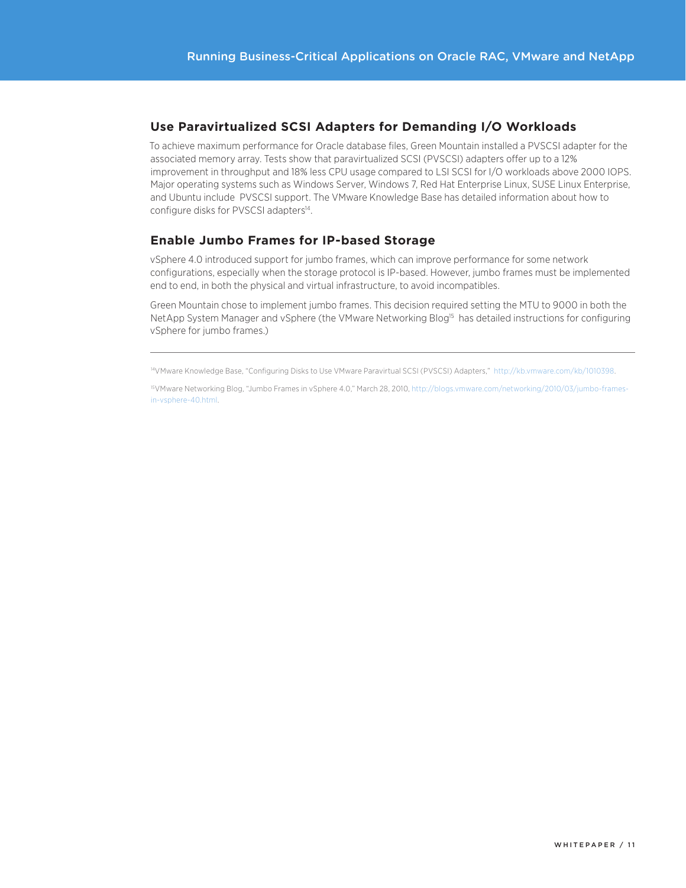## Use Paravirtualized SCSI Adapters for Demanding I/O Workloads

To achieve maximum performance for Oracle database files, Green Mountain installed a PVSCSI adapter for the associated memory array. Tests show that paravirtualized SCSI (PVSCSI) adapters offer up to a 12% improvement in throughput and 18% less CPU usage compared to LSI SCSI for I/O workloads above 2000 IOPS. Major operating systems such as Windows Server, Windows 7, Red Hat Enterprise Linux, SUSE Linux Enterprise, and Ubuntu include PVSCSI support. The VMware Knowledge Base has detailed information about how to configure disks for PVSCSI adapters[14].

## Enable Jumbo Frames for IP-based Storage

vSphere 4.0 introduced support for jumbo frames, which can improve performance for some network configurations, especially when the storage protocol is IP-based. However, jumbo frames must be implemented end to end, in both the physical and virtual infrastructure, to avoid incompatibles.

Green Mountain chose to implement jumbo frames. This decision required setting the MTU to 9000 in both the NetApp System Manager and vSphere (the VMware Networking Blog[15] has detailed instructions for configuring vSphere for jumbo frames.)

---

[14]VMware Knowledge Base, "Configuring Disks to Use VMware Paravirtual SCSI (PVSCSI) Adapters," http://kb.vmware.com/kb/1010398.

[15]VMware Networking Blog, "Jumbo Frames in vSphere 4.0," March 28, 2010, http://blogs.vmware.com/networking/2010/03/jumbo-frames-in-vsphere-40.html.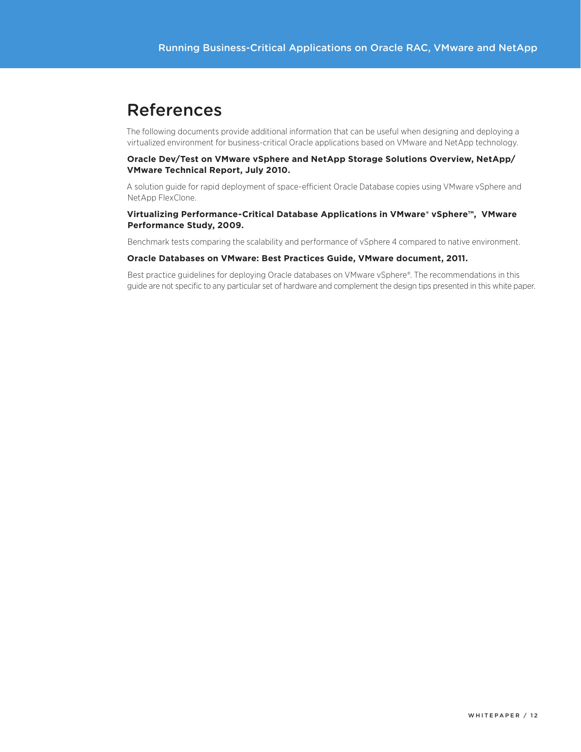# References

The following documents provide additional information that can be useful when designing and deploying a virtualized environment for business-critical Oracle applications based on VMware and NetApp technology.

**Oracle Dev/Test on VMware vSphere and NetApp Storage Solutions Overview, NetApp/ VMware Technical Report, July 2010.**

A solution guide for rapid deployment of space-efficient Oracle Database copies using VMware vSphere and NetApp FlexClone.

**Virtualizing Performance-Critical Database Applications in VMware® vSphere™, VMware Performance Study, 2009.**

Benchmark tests comparing the scalability and performance of vSphere 4 compared to native environment.

**Oracle Databases on VMware: Best Practices Guide, VMware document, 2011.**

Best practice guidelines for deploying Oracle databases on VMware vSphere®. The recommendations in this guide are not specific to any particular set of hardware and complement the design tips presented in this white paper.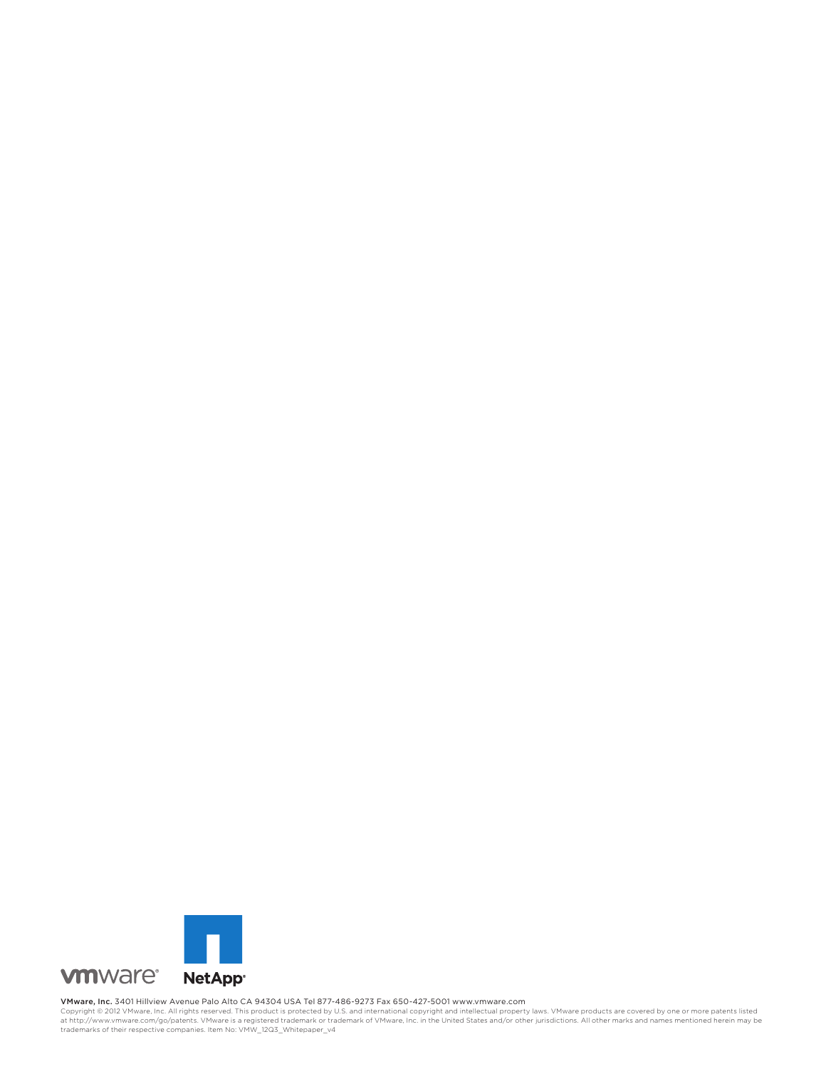**VMware, Inc.** 3401 Hillview Avenue Palo Alto CA 94304 USA Tel 877-486-9273 Fax 650-427-5001 www.vmware.com
Copyright © 2012 VMware, Inc. All rights reserved. This product is protected by U.S. and international copyright and intellectual property laws. VMware products are covered by one or more patents listed at http://www.vmware.com/go/patents. VMware is a registered trademark or trademark of VMware, Inc. in the United States and/or other jurisdictions. All other marks and names mentioned herein may be trademarks of their respective companies. Item No: VMW_12Q3_Whitepaper_v4